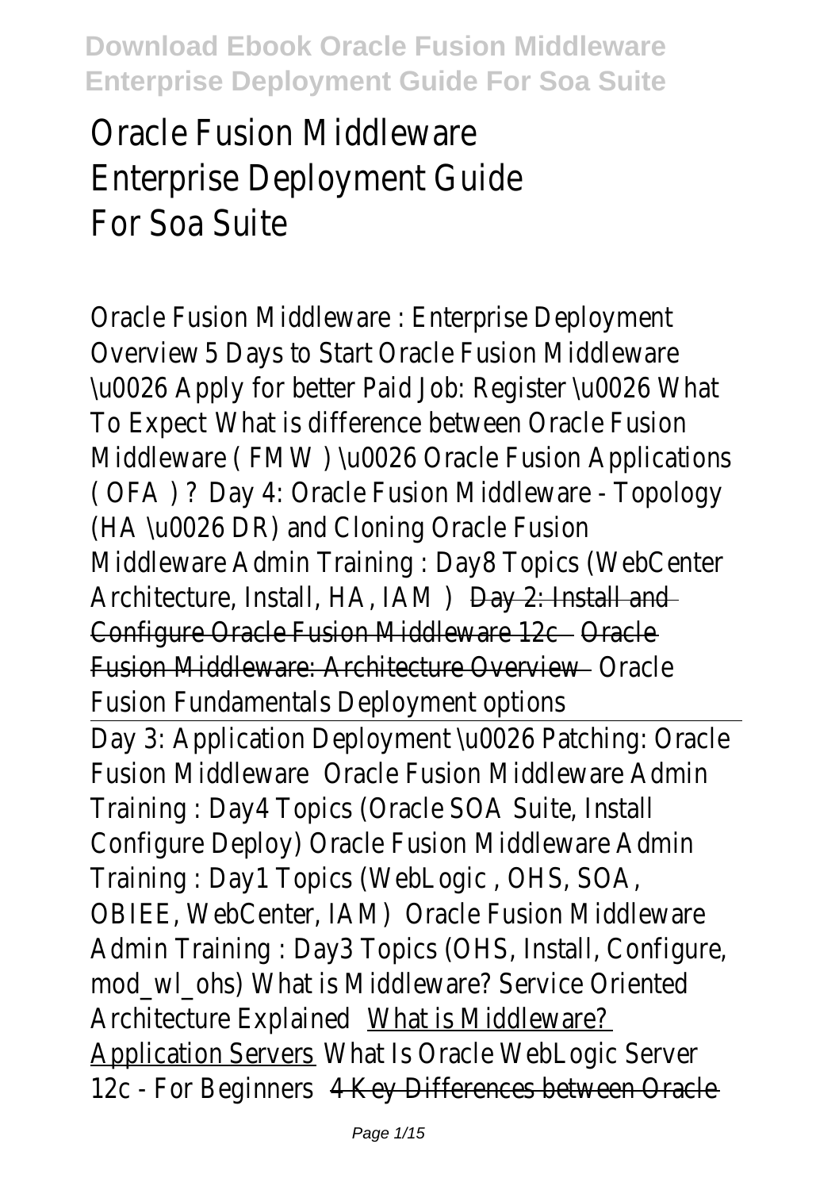# Oracle Fusion Middleware Enterprise Deployment Guide For Soa Suite

Oracle Fusion Middleware : Enterprise Deployment Overview 5 Days to Start Oracle Fusion Middleware \u0026 Apply for better Paid Job: Register \u0026 What To Expect What is difference between Oracle Fusion Middleware ( FMW ) \u0026 Oracle Fusion Applications ( OFA ) ? Day 4: Oracle Fusion Middleware - Topology (HA \u0026 DR) and Cloning Oracle Fusion Middleware Admin Training : Day8 Topics (WebCenter Architecture, Install, HA, IAM ) Day 2: Install and Configure Oracle Fusion Middleware 12c Oracle Fusion Middleware: Architecture Overview Oracle Fusion Fundamentals Deployment options

Day 3: Application Deployment \u0026 Patching: Oracle Fusion Middleware Oracle Fusion Middleware Admin Training : Day4 Topics (Oracle SOA Suite, Install Configure Deploy) Oracle Fusion Middleware Admin Training : Day1 Topics (WebLogic , OHS, SOA, OBIEE, WebCenter, IAM) Oracle Fusion Middleware Admin Training : Day3 Topics (OHS, Install, Configure, mod_wl_ohs) What is Middleware? Service Oriented Architecture Explained What is Middleware? Application Servers What Is Oracle WebLogic Server 12c - For Beginners 4 Key Differences between Oracle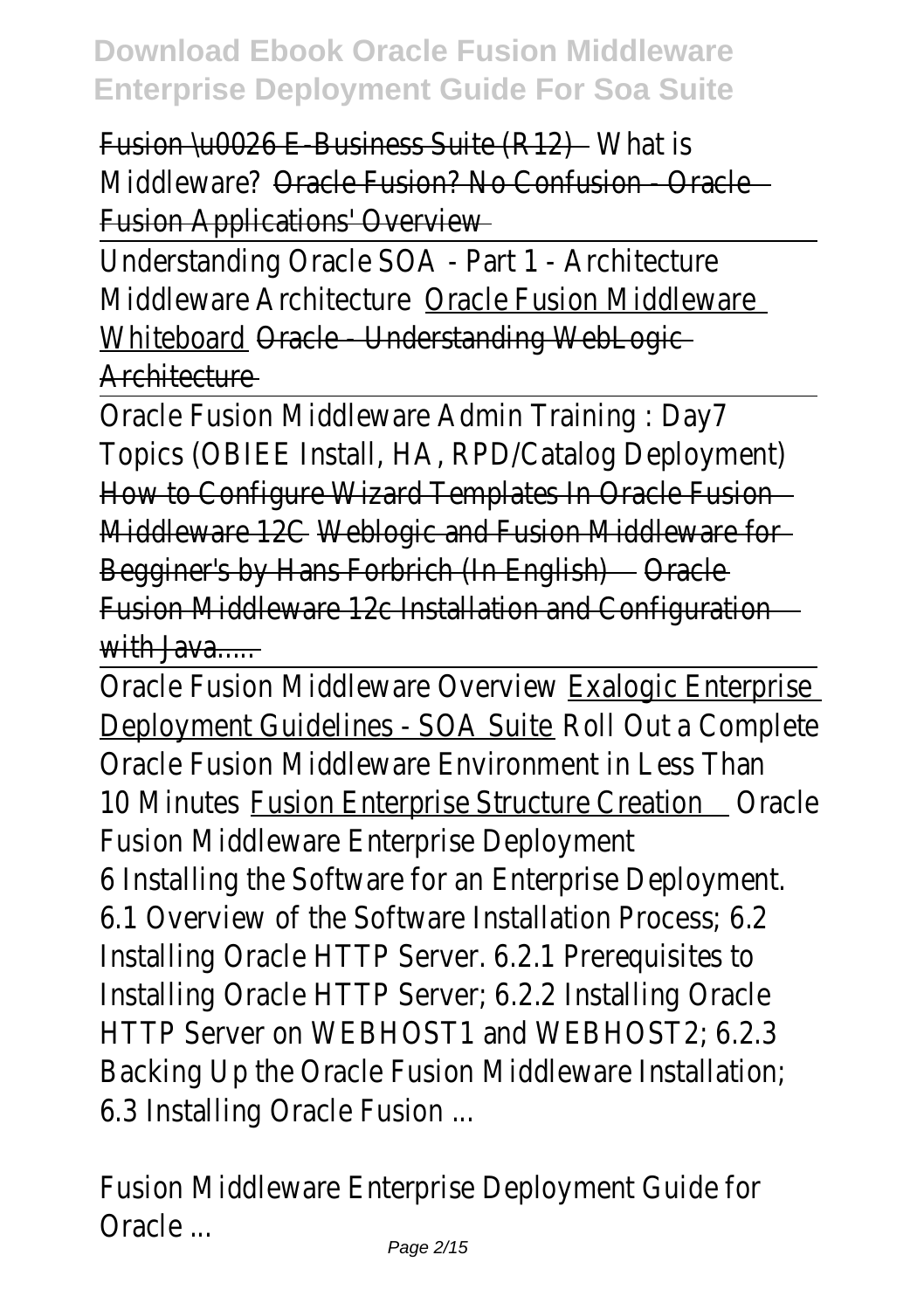Fusion \u0026 E-Business Suite (R12) What is Middleware? Oracle Fusion? No Confusion - Oracle Fusion Applications' Overview

Understanding Oracle SOA - Part 1 - Architecture Middleware Architecture Oracle Fusion Middleware Whiteboard Oracle - Understanding WebLogic Architecture

Oracle Fusion Middleware Admin Training : Day7 Topics (OBIEE Install, HA, RPD/Catalog Deployment) How to Configure Wizard Templates In Oracle Fusion Middleware 12C Weblogic and Fusion Middleware for Begginer's by Hans Forbrich (In English) Oracle Fusion Middleware 12c Installation and Configuration with Java.....

Oracle Fusion Middleware Overview Exalogic Enterprise Deployment Guidelines - SOA Suite Roll Out a Complete Oracle Fusion Middleware Environment in Less Than 10 Minutes Fusion Enterprise Structure Creation Oracle Fusion Middleware Enterprise Deployment
6 Installing the Software for an Enterprise Deployment. 6.1 Overview of the Software Installation Process; 6.2 Installing Oracle HTTP Server. 6.2.1 Prerequisites to Installing Oracle HTTP Server; 6.2.2 Installing Oracle HTTP Server on WEBHOST1 and WEBHOST2; 6.2.3 Backing Up the Oracle Fusion Middleware Installation; 6.3 Installing Oracle Fusion ...

Fusion Middleware Enterprise Deployment Guide for Oracle ...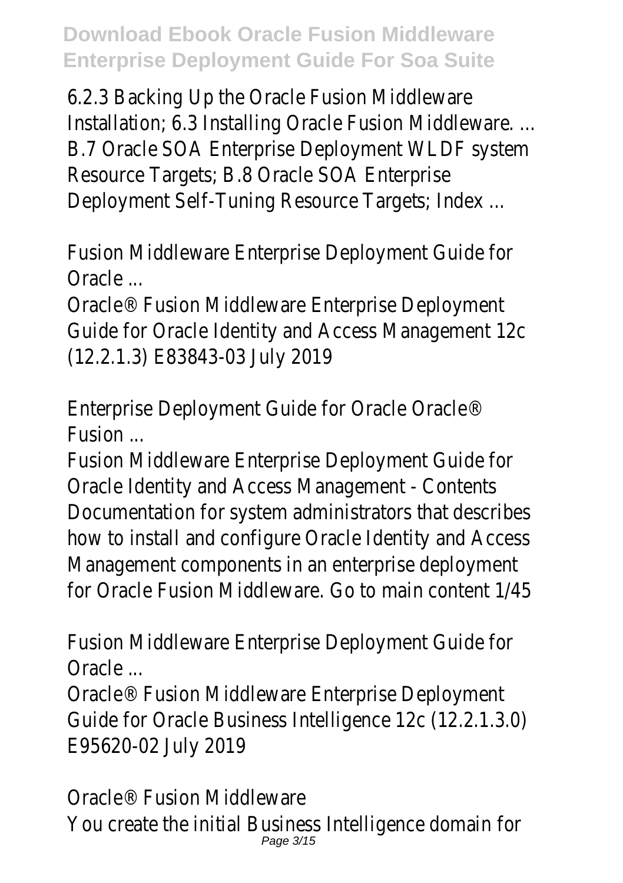6.2.3 Backing Up the Oracle Fusion Middleware Installation; 6.3 Installing Oracle Fusion Middleware. ... B.7 Oracle SOA Enterprise Deployment WLDF system Resource Targets; B.8 Oracle SOA Enterprise Deployment Self-Tuning Resource Targets; Index ...

Fusion Middleware Enterprise Deployment Guide for Oracle ...

Oracle® Fusion Middleware Enterprise Deployment Guide for Oracle Identity and Access Management 12c (12.2.1.3) E83843-03 July 2019

Enterprise Deployment Guide for Oracle Oracle® Fusion ...

Fusion Middleware Enterprise Deployment Guide for Oracle Identity and Access Management - Contents Documentation for system administrators that describes how to install and configure Oracle Identity and Access Management components in an enterprise deployment for Oracle Fusion Middleware. Go to main content 1/45

Fusion Middleware Enterprise Deployment Guide for Oracle ...

Oracle® Fusion Middleware Enterprise Deployment Guide for Oracle Business Intelligence 12c (12.2.1.3.0) E95620-02 July 2019

Oracle® Fusion Middleware

You create the initial Business Intelligence domain for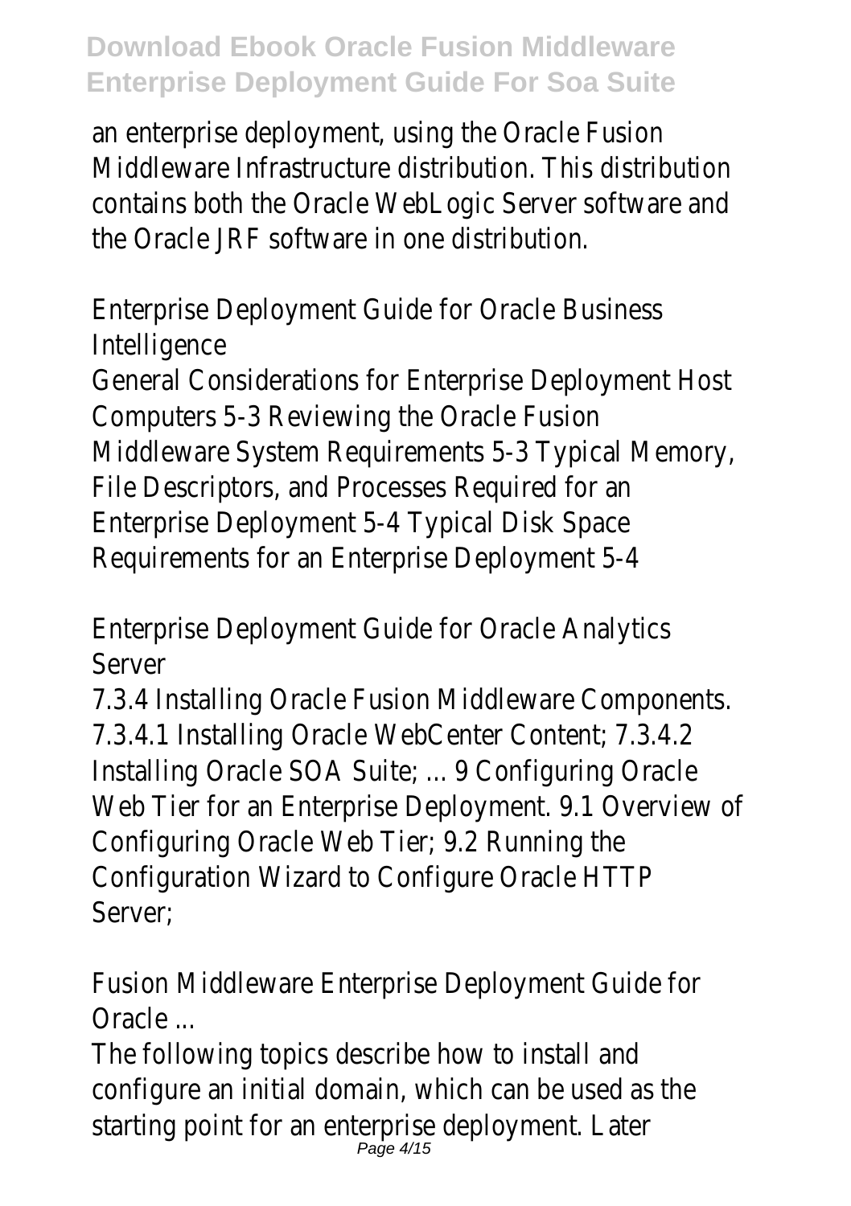an enterprise deployment, using the Oracle Fusion Middleware Infrastructure distribution. This distribution contains both the Oracle WebLogic Server software and the Oracle JRF software in one distribution.

Enterprise Deployment Guide for Oracle Business Intelligence

General Considerations for Enterprise Deployment Host Computers 5-3 Reviewing the Oracle Fusion Middleware System Requirements 5-3 Typical Memory, File Descriptors, and Processes Required for an Enterprise Deployment 5-4 Typical Disk Space Requirements for an Enterprise Deployment 5-4

Enterprise Deployment Guide for Oracle Analytics Server

7.3.4 Installing Oracle Fusion Middleware Components. 7.3.4.1 Installing Oracle WebCenter Content; 7.3.4.2 Installing Oracle SOA Suite; ... 9 Configuring Oracle Web Tier for an Enterprise Deployment. 9.1 Overview of Configuring Oracle Web Tier; 9.2 Running the Configuration Wizard to Configure Oracle HTTP Server;

Fusion Middleware Enterprise Deployment Guide for Oracle ...

The following topics describe how to install and configure an initial domain, which can be used as the starting point for an enterprise deployment. Later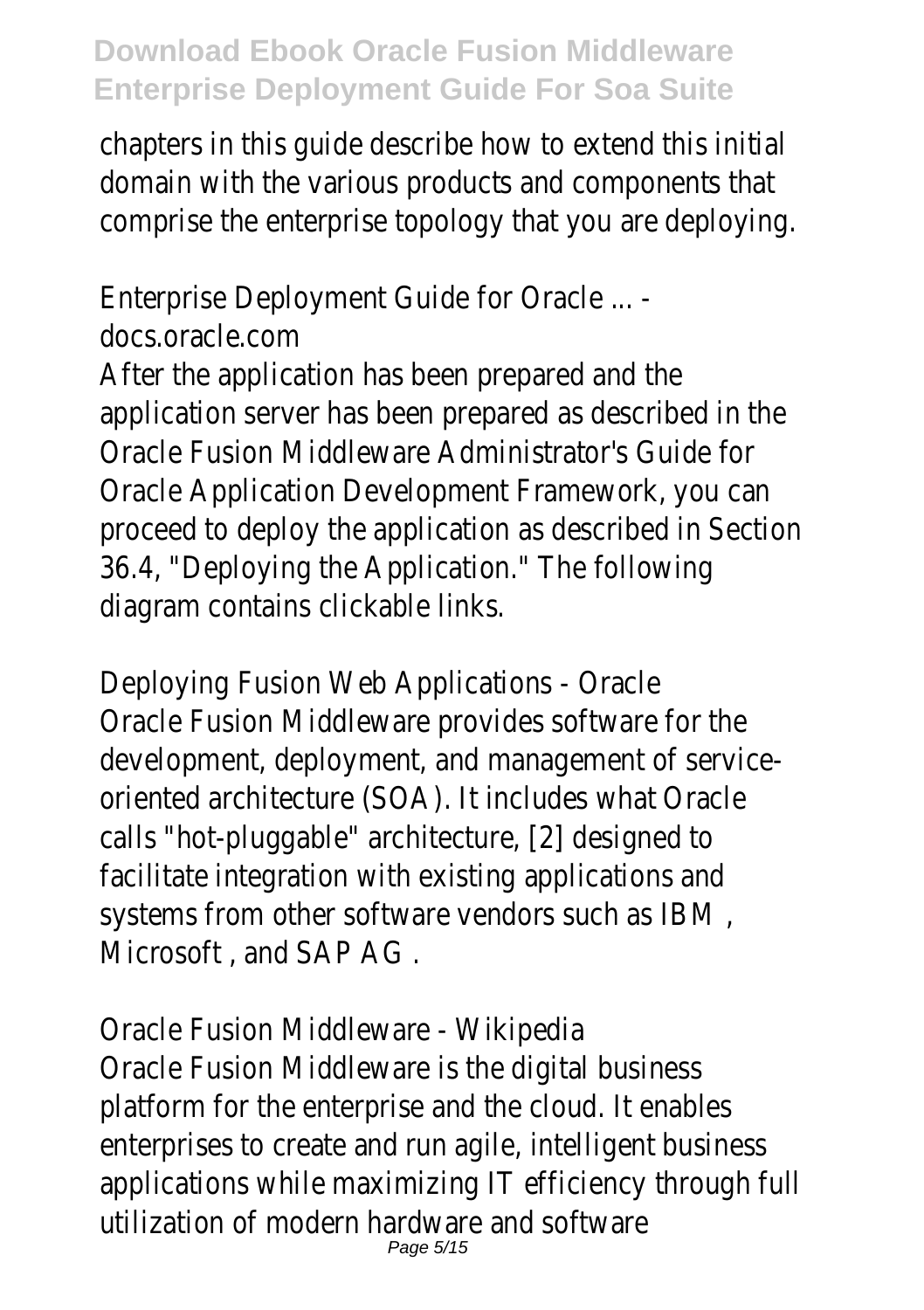chapters in this guide describe how to extend this initial domain with the various products and components that comprise the enterprise topology that you are deploying.

Enterprise Deployment Guide for Oracle ... - docs.oracle.com

After the application has been prepared and the application server has been prepared as described in the Oracle Fusion Middleware Administrator's Guide for Oracle Application Development Framework, you can proceed to deploy the application as described in Section 36.4, "Deploying the Application." The following diagram contains clickable links.

Deploying Fusion Web Applications - Oracle

Oracle Fusion Middleware provides software for the development, deployment, and management of service-oriented architecture (SOA). It includes what Oracle calls "hot-pluggable" architecture, [2] designed to facilitate integration with existing applications and systems from other software vendors such as IBM , Microsoft , and SAP AG .

Oracle Fusion Middleware - Wikipedia

Oracle Fusion Middleware is the digital business platform for the enterprise and the cloud. It enables enterprises to create and run agile, intelligent business applications while maximizing IT efficiency through full utilization of modern hardware and software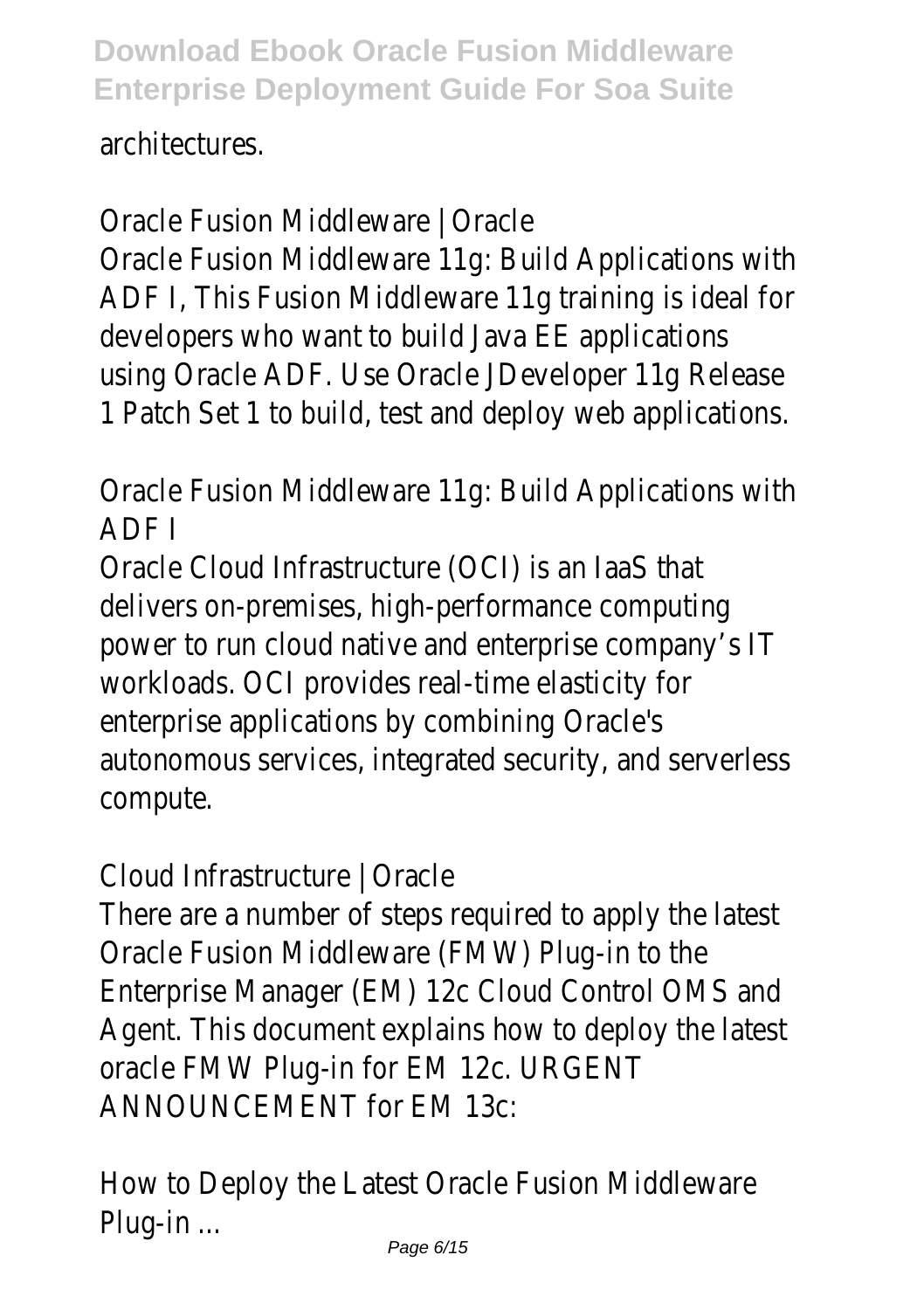architectures.

Oracle Fusion Middleware | Oracle
Oracle Fusion Middleware 11g: Build Applications with ADF I, This Fusion Middleware 11g training is ideal for developers who want to build Java EE applications using Oracle ADF. Use Oracle JDeveloper 11g Release 1 Patch Set 1 to build, test and deploy web applications.

Oracle Fusion Middleware 11g: Build Applications with ADF I
Oracle Cloud Infrastructure (OCI) is an IaaS that delivers on-premises, high-performance computing power to run cloud native and enterprise company's IT workloads. OCI provides real-time elasticity for enterprise applications by combining Oracle's autonomous services, integrated security, and serverless compute.

Cloud Infrastructure | Oracle
There are a number of steps required to apply the latest Oracle Fusion Middleware (FMW) Plug-in to the Enterprise Manager (EM) 12c Cloud Control OMS and Agent. This document explains how to deploy the latest oracle FMW Plug-in for EM 12c. URGENT ANNOUNCEMENT for EM 13c:

How to Deploy the Latest Oracle Fusion Middleware Plug-in ...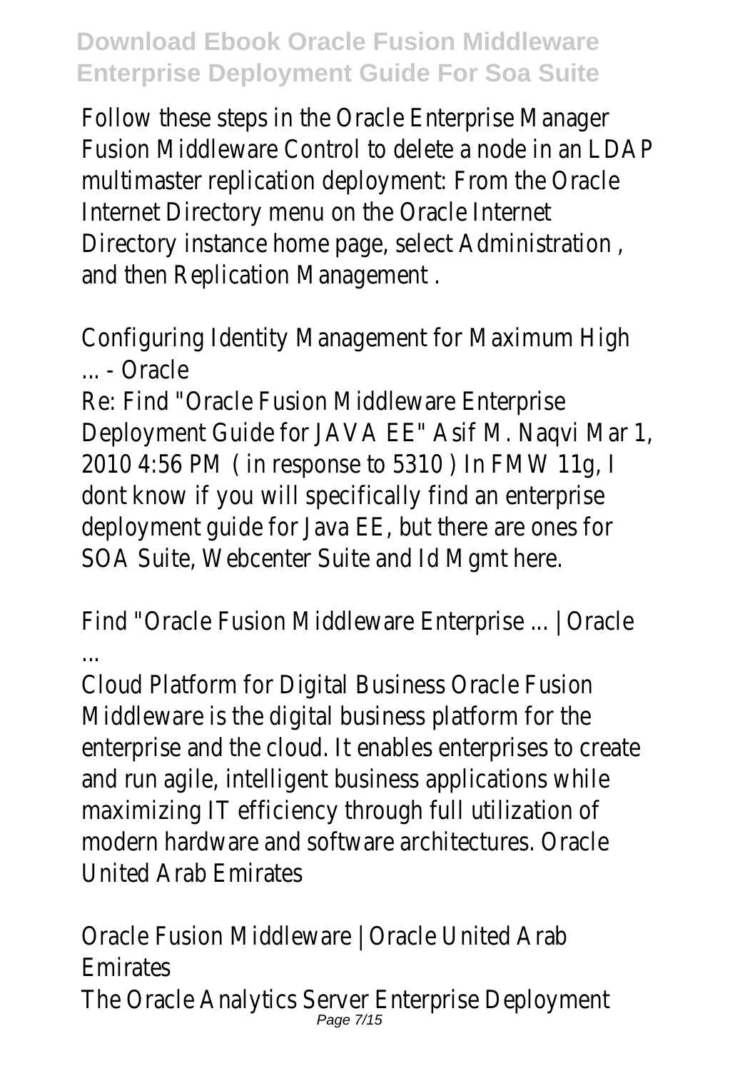Follow these steps in the Oracle Enterprise Manager Fusion Middleware Control to delete a node in an LDAP multimaster replication deployment: From the Oracle Internet Directory menu on the Oracle Internet Directory instance home page, select Administration , and then Replication Management .

Configuring Identity Management for Maximum High ... - Oracle

Re: Find "Oracle Fusion Middleware Enterprise Deployment Guide for JAVA EE" Asif M. Naqvi Mar 1, 2010 4:56 PM ( in response to 5310 ) In FMW 11g, I dont know if you will specifically find an enterprise deployment guide for Java EE, but there are ones for SOA Suite, Webcenter Suite and Id Mgmt here.

Find "Oracle Fusion Middleware Enterprise ... | Oracle ...

Cloud Platform for Digital Business Oracle Fusion Middleware is the digital business platform for the enterprise and the cloud. It enables enterprises to create and run agile, intelligent business applications while maximizing IT efficiency through full utilization of modern hardware and software architectures. Oracle United Arab Emirates

Oracle Fusion Middleware | Oracle United Arab Emirates

The Oracle Analytics Server Enterprise Deployment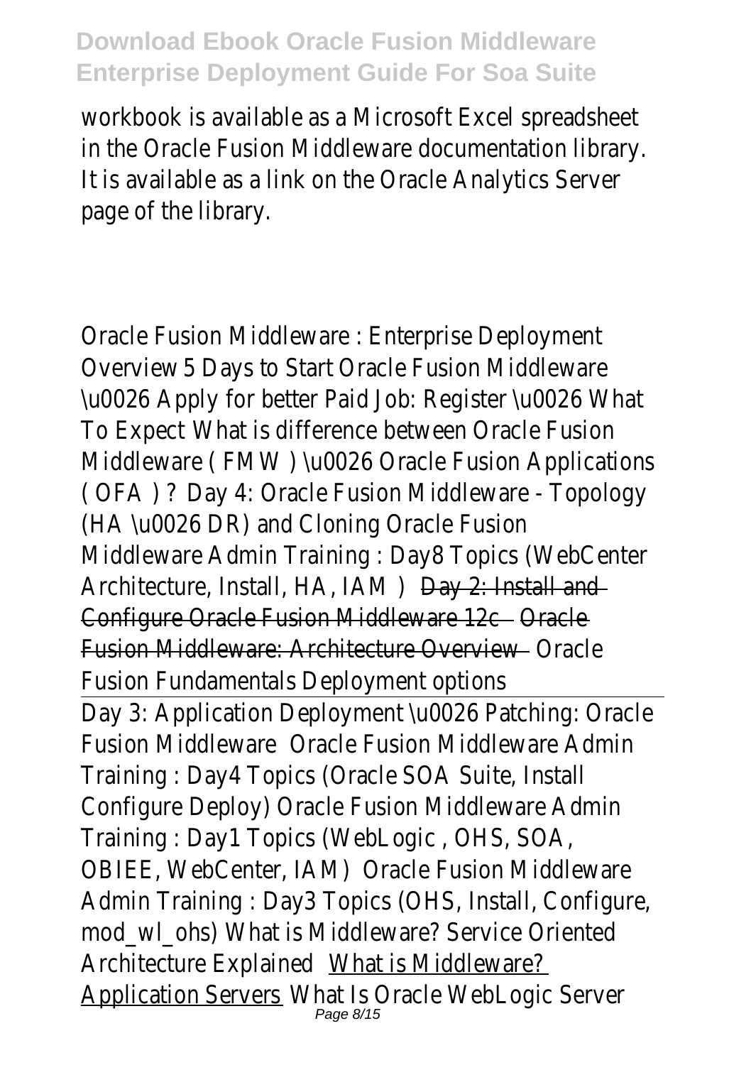workbook is available as a Microsoft Excel spreadsheet in the Oracle Fusion Middleware documentation library. It is available as a link on the Oracle Analytics Server page of the library.

Oracle Fusion Middleware : Enterprise Deployment Overview 5 Days to Start Oracle Fusion Middleware \u0026 Apply for better Paid Job: Register \u0026 What To Expect What is difference between Oracle Fusion Middleware ( FMW ) \u0026 Oracle Fusion Applications ( OFA ) ? Day 4: Oracle Fusion Middleware - Topology (HA \u0026 DR) and Cloning Oracle Fusion Middleware Admin Training : Day8 Topics (WebCenter Architecture, Install, HA, IAM ) Day 2: Install and Configure Oracle Fusion Middleware 12c Oracle Fusion Middleware: Architecture Overview Oracle Fusion Fundamentals Deployment options

Day 3: Application Deployment \u0026 Patching: Oracle Fusion Middleware Oracle Fusion Middleware Admin Training : Day4 Topics (Oracle SOA Suite, Install Configure Deploy) Oracle Fusion Middleware Admin Training : Day1 Topics (WebLogic , OHS, SOA, OBIEE, WebCenter, IAM) Oracle Fusion Middleware Admin Training : Day3 Topics (OHS, Install, Configure, mod_wl_ohs) What is Middleware? Service Oriented Architecture Explained What is Middleware? Application Servers What Is Oracle WebLogic Server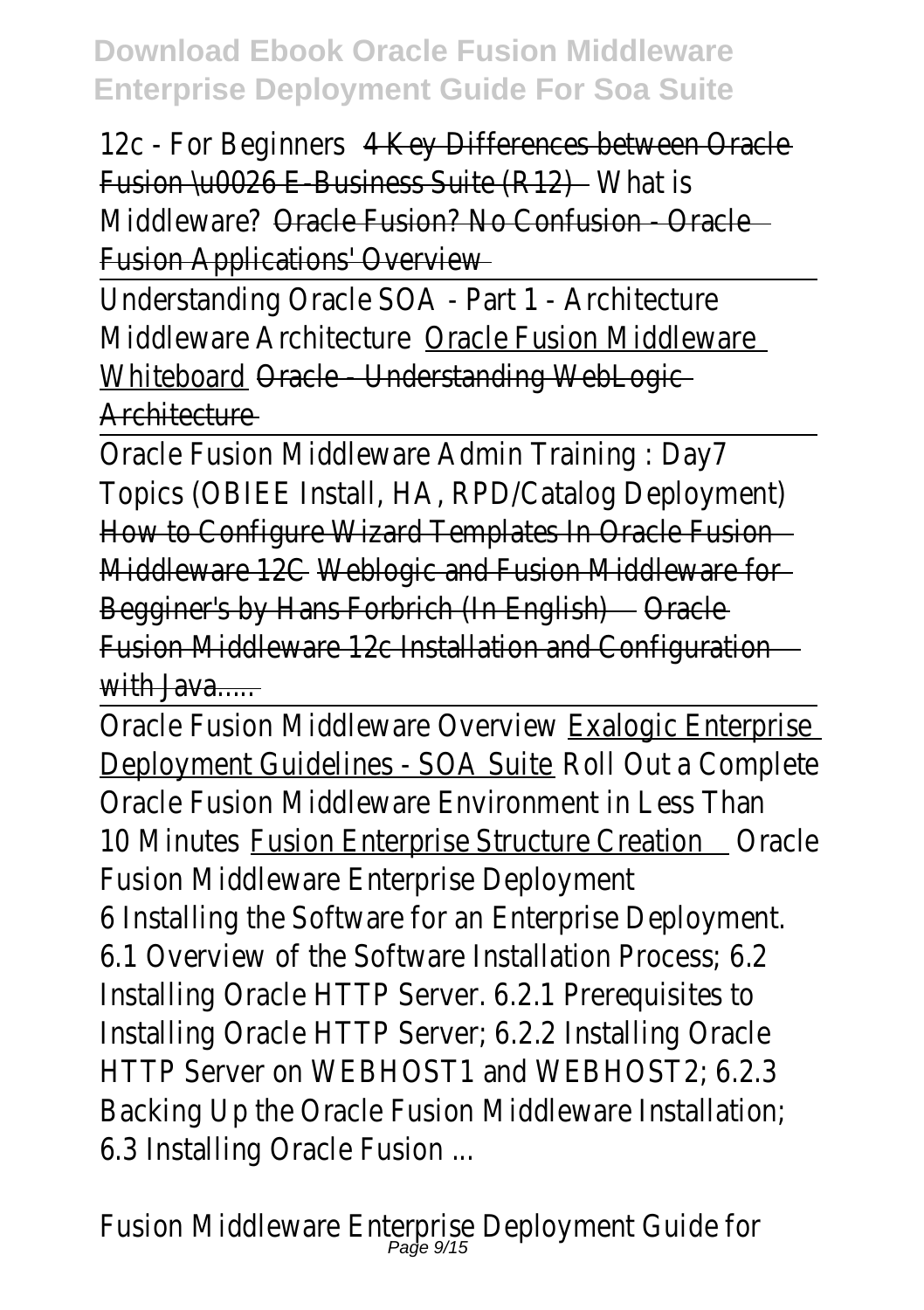12c - For Beginners 4 Key Differences between Oracle Fusion \u0026 E-Business Suite (R12) What is Middleware? Oracle Fusion? No Confusion - Oracle Fusion Applications' Overview

Understanding Oracle SOA - Part 1 - Architecture Middleware Architecture Oracle Fusion Middleware Whiteboard Oracle - Understanding WebLogic Architecture

Oracle Fusion Middleware Admin Training : Day7 Topics (OBIEE Install, HA, RPD/Catalog Deployment) How to Configure Wizard Templates In Oracle Fusion Middleware 12C Weblogic and Fusion Middleware for Begginer's by Hans Forbrich (In English) Oracle Fusion Middleware 12c Installation and Configuration with Java.....

Oracle Fusion Middleware Overview Exalogic Enterprise Deployment Guidelines - SOA Suite Roll Out a Complete Oracle Fusion Middleware Environment in Less Than 10 Minutes Fusion Enterprise Structure Creation Oracle Fusion Middleware Enterprise Deployment

6 Installing the Software for an Enterprise Deployment. 6.1 Overview of the Software Installation Process; 6.2 Installing Oracle HTTP Server. 6.2.1 Prerequisites to Installing Oracle HTTP Server; 6.2.2 Installing Oracle HTTP Server on WEBHOST1 and WEBHOST2; 6.2.3 Backing Up the Oracle Fusion Middleware Installation; 6.3 Installing Oracle Fusion ...

Fusion Middleware Enterprise Deployment Guide for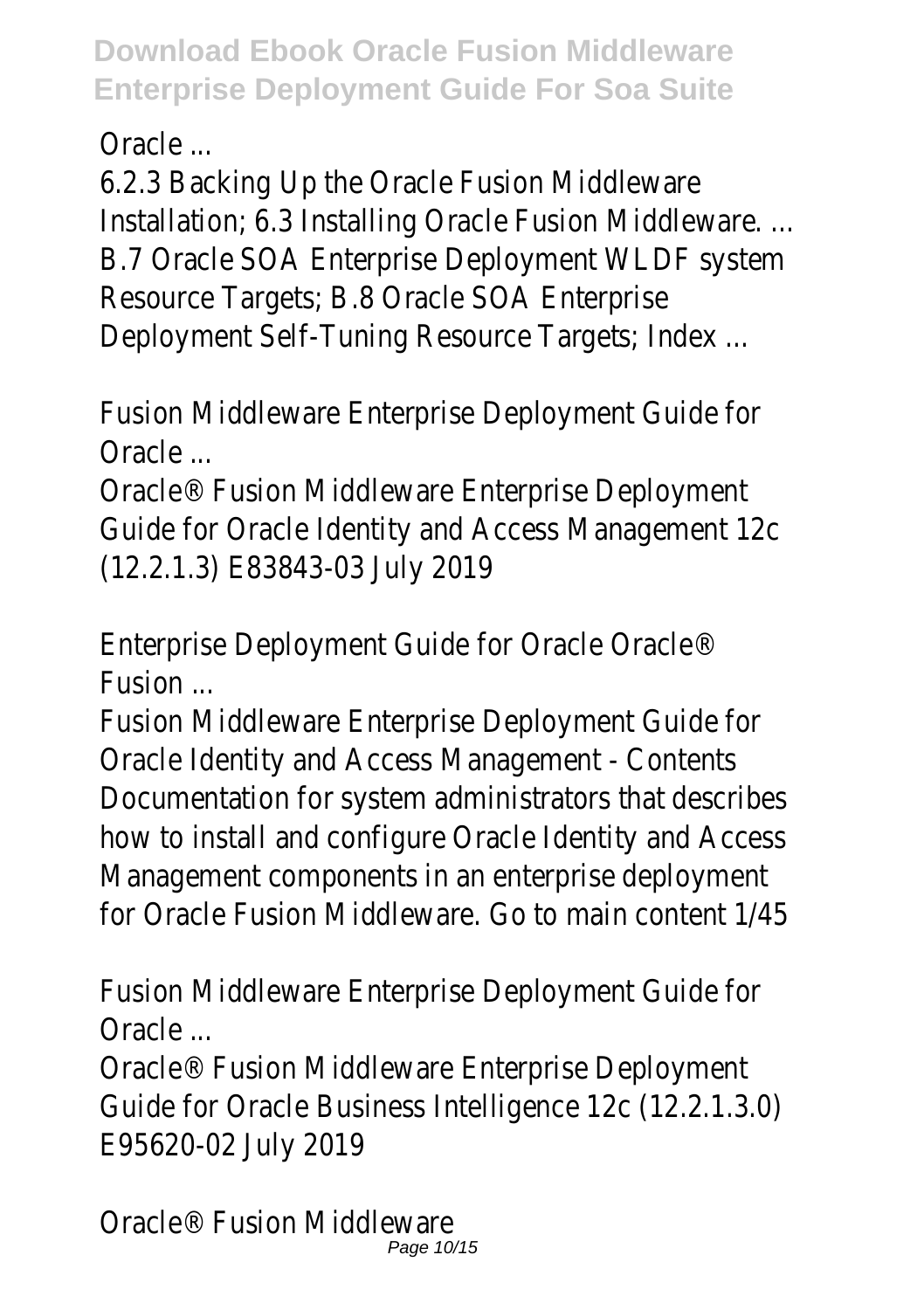Oracle ...

6.2.3 Backing Up the Oracle Fusion Middleware Installation; 6.3 Installing Oracle Fusion Middleware. ... B.7 Oracle SOA Enterprise Deployment WLDF system Resource Targets; B.8 Oracle SOA Enterprise Deployment Self-Tuning Resource Targets; Index ...

Fusion Middleware Enterprise Deployment Guide for Oracle ...

Oracle® Fusion Middleware Enterprise Deployment Guide for Oracle Identity and Access Management 12c (12.2.1.3) E83843-03 July 2019

Enterprise Deployment Guide for Oracle Oracle® Fusion ...

Fusion Middleware Enterprise Deployment Guide for Oracle Identity and Access Management - Contents Documentation for system administrators that describes how to install and configure Oracle Identity and Access Management components in an enterprise deployment for Oracle Fusion Middleware. Go to main content 1/45

Fusion Middleware Enterprise Deployment Guide for Oracle ...

Oracle® Fusion Middleware Enterprise Deployment Guide for Oracle Business Intelligence 12c (12.2.1.3.0) E95620-02 July 2019

Oracle® Fusion Middleware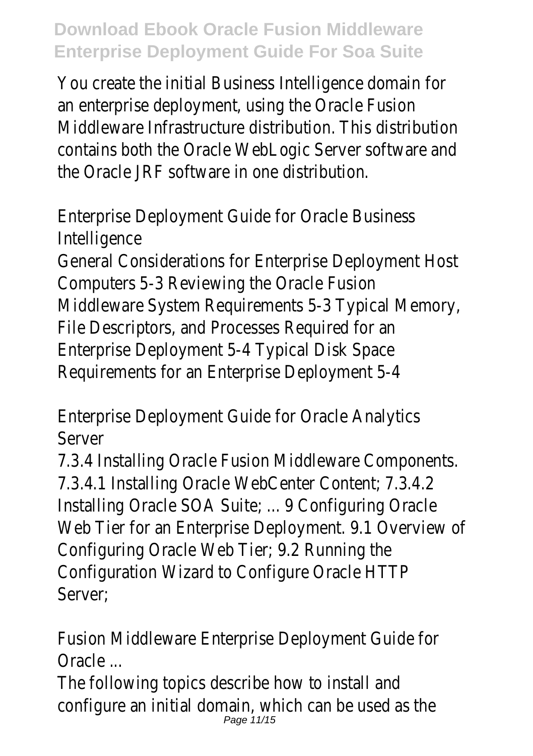You create the initial Business Intelligence domain for an enterprise deployment, using the Oracle Fusion Middleware Infrastructure distribution. This distribution contains both the Oracle WebLogic Server software and the Oracle JRF software in one distribution.

Enterprise Deployment Guide for Oracle Business Intelligence

General Considerations for Enterprise Deployment Host Computers 5-3 Reviewing the Oracle Fusion Middleware System Requirements 5-3 Typical Memory, File Descriptors, and Processes Required for an Enterprise Deployment 5-4 Typical Disk Space Requirements for an Enterprise Deployment 5-4

Enterprise Deployment Guide for Oracle Analytics Server

7.3.4 Installing Oracle Fusion Middleware Components. 7.3.4.1 Installing Oracle WebCenter Content; 7.3.4.2 Installing Oracle SOA Suite; ... 9 Configuring Oracle Web Tier for an Enterprise Deployment. 9.1 Overview of Configuring Oracle Web Tier; 9.2 Running the Configuration Wizard to Configure Oracle HTTP Server;

Fusion Middleware Enterprise Deployment Guide for Oracle ...

The following topics describe how to install and configure an initial domain, which can be used as the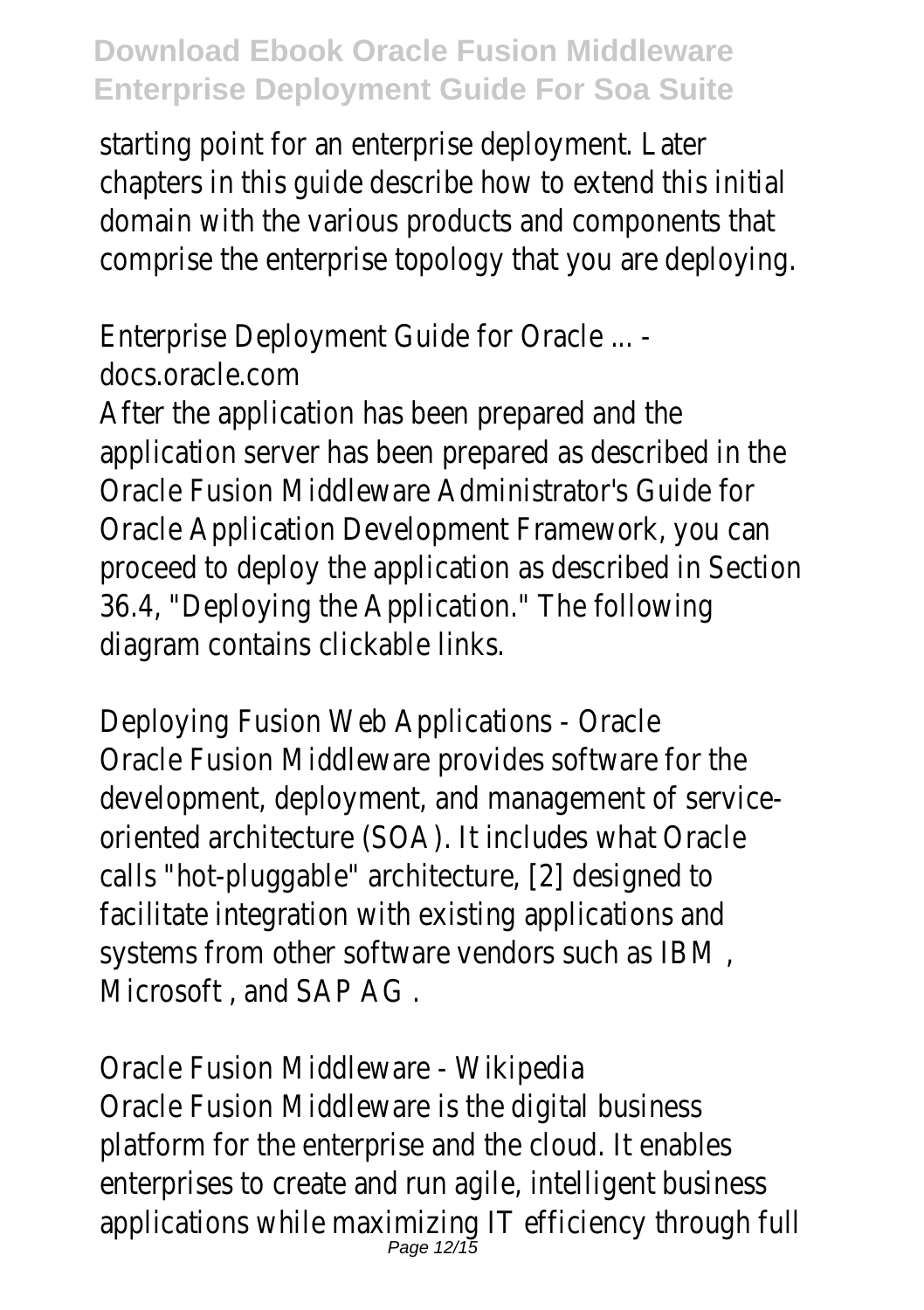starting point for an enterprise deployment. Later chapters in this guide describe how to extend this initial domain with the various products and components that comprise the enterprise topology that you are deploying.

Enterprise Deployment Guide for Oracle ... - docs.oracle.com

After the application has been prepared and the application server has been prepared as described in the Oracle Fusion Middleware Administrator's Guide for Oracle Application Development Framework, you can proceed to deploy the application as described in Section 36.4, "Deploying the Application." The following diagram contains clickable links.

Deploying Fusion Web Applications - Oracle

Oracle Fusion Middleware provides software for the development, deployment, and management of service-oriented architecture (SOA). It includes what Oracle calls "hot-pluggable" architecture, [2] designed to facilitate integration with existing applications and systems from other software vendors such as IBM , Microsoft , and SAP AG .

Oracle Fusion Middleware - Wikipedia

Oracle Fusion Middleware is the digital business platform for the enterprise and the cloud. It enables enterprises to create and run agile, intelligent business applications while maximizing IT efficiency through full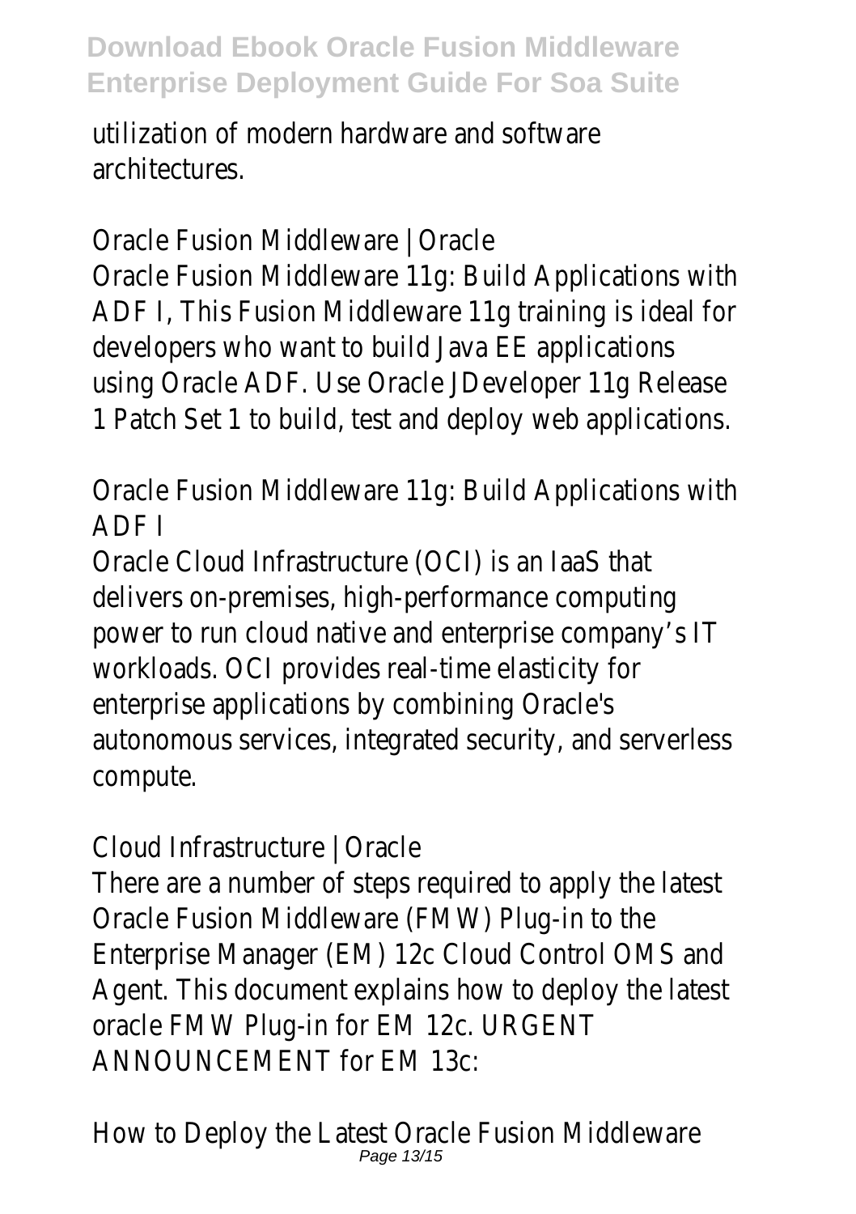utilization of modern hardware and software architectures.

Oracle Fusion Middleware | Oracle

Oracle Fusion Middleware 11g: Build Applications with ADF I, This Fusion Middleware 11g training is ideal for developers who want to build Java EE applications using Oracle ADF. Use Oracle JDeveloper 11g Release 1 Patch Set 1 to build, test and deploy web applications.

Oracle Fusion Middleware 11g: Build Applications with ADF I

Oracle Cloud Infrastructure (OCI) is an IaaS that delivers on-premises, high-performance computing power to run cloud native and enterprise company's IT workloads. OCI provides real-time elasticity for enterprise applications by combining Oracle's autonomous services, integrated security, and serverless compute.

Cloud Infrastructure | Oracle

There are a number of steps required to apply the latest Oracle Fusion Middleware (FMW) Plug-in to the Enterprise Manager (EM) 12c Cloud Control OMS and Agent. This document explains how to deploy the latest oracle FMW Plug-in for EM 12c. URGENT ANNOUNCEMENT for EM 13c:

How to Deploy the Latest Oracle Fusion Middleware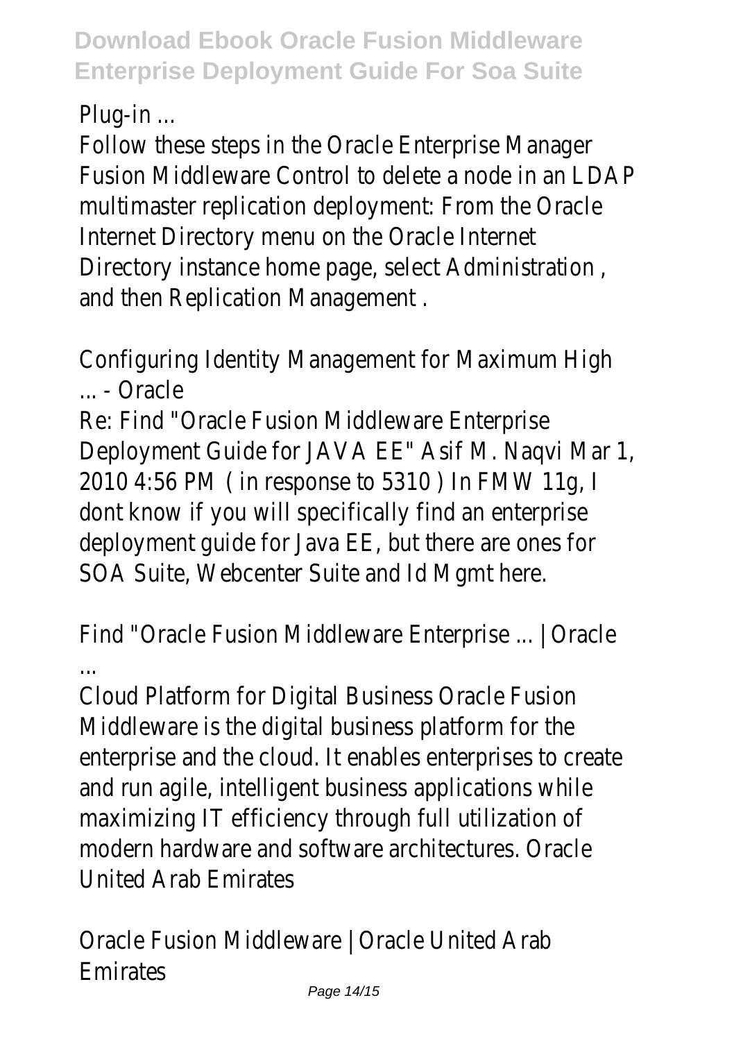Plug-in ...

Follow these steps in the Oracle Enterprise Manager Fusion Middleware Control to delete a node in an LDAP multimaster replication deployment: From the Oracle Internet Directory menu on the Oracle Internet Directory instance home page, select Administration , and then Replication Management .

Configuring Identity Management for Maximum High ... - Oracle

Re: Find "Oracle Fusion Middleware Enterprise Deployment Guide for JAVA EE" Asif M. Naqvi Mar 1, 2010 4:56 PM ( in response to 5310 ) In FMW 11g, I dont know if you will specifically find an enterprise deployment guide for Java EE, but there are ones for SOA Suite, Webcenter Suite and Id Mgmt here.

Find "Oracle Fusion Middleware Enterprise ... | Oracle ...

Cloud Platform for Digital Business Oracle Fusion Middleware is the digital business platform for the enterprise and the cloud. It enables enterprises to create and run agile, intelligent business applications while maximizing IT efficiency through full utilization of modern hardware and software architectures. Oracle United Arab Emirates

Oracle Fusion Middleware | Oracle United Arab Emirates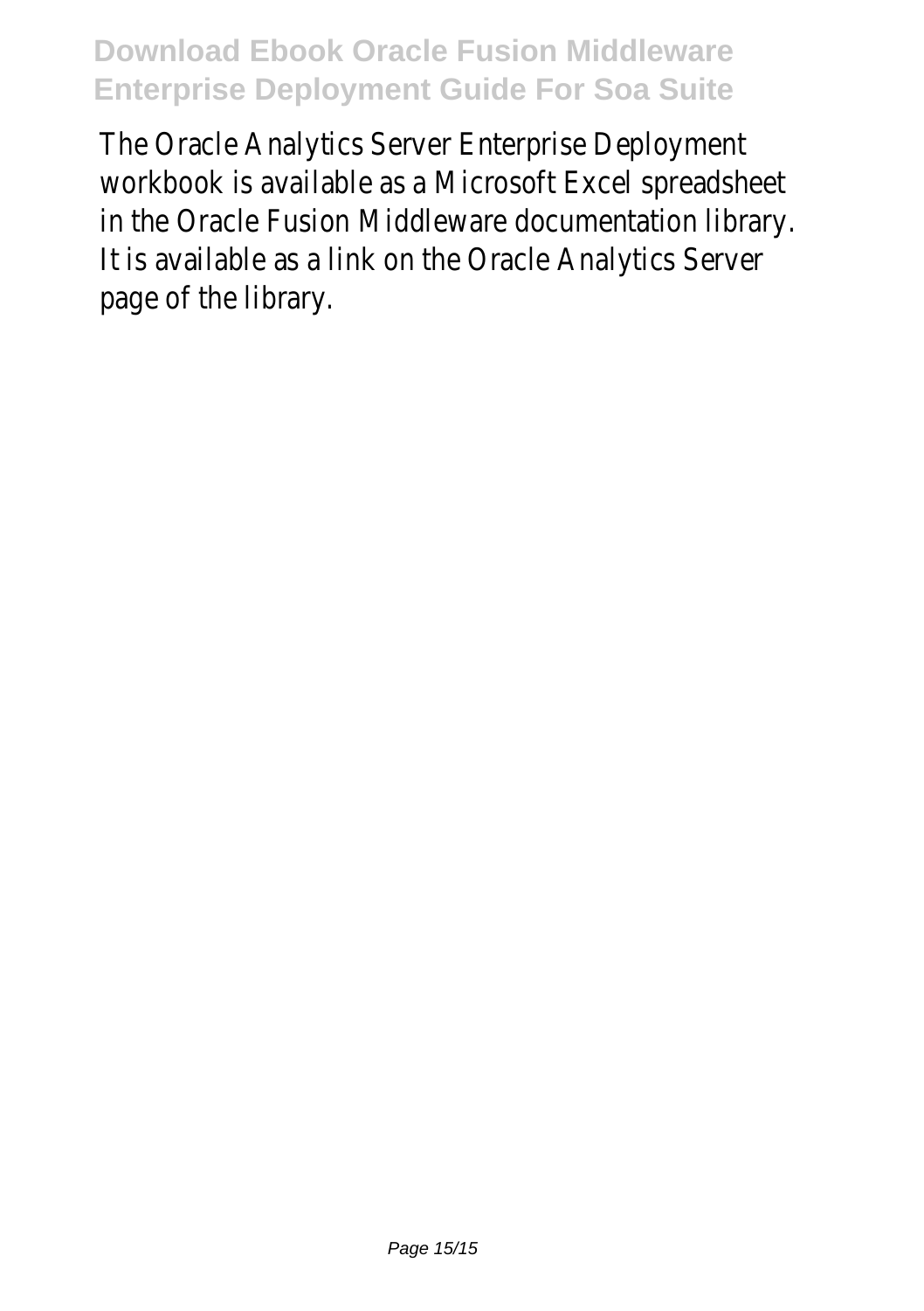The Oracle Analytics Server Enterprise Deployment workbook is available as a Microsoft Excel spreadsheet in the Oracle Fusion Middleware documentation library. It is available as a link on the Oracle Analytics Server page of the library.